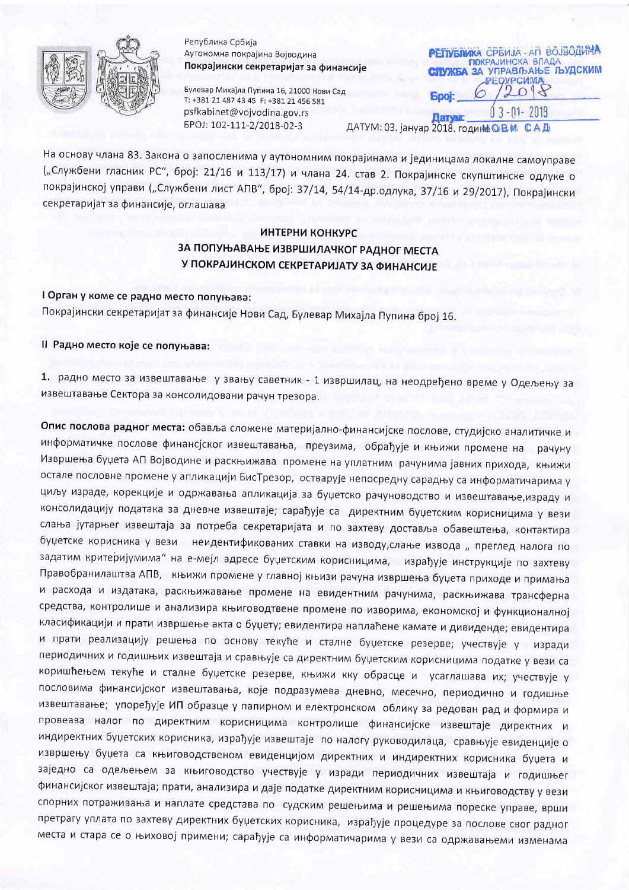Република Србија
Аутономна покрајина Војводина
**Покрајински секретаријат за финансије**

Булевар Михајла Пупина 16, 21000 Нови Сад
Т: +381 21 487 43 45 F: +381 21 456 581
psfkabinet@vojvodina.gov.rs
БРОЈ: 102-111-2/2018-02-3

ДАТУМ: 03. јануар 2018. године

РЕПУБЛИКА СРБИЈА - АП ВОЈВОДИНА
ПОКРАЈИНСКА ВЛАДА
СЛУЖБА ЗА УПРАВЉАЊЕ ЉУДСКИМ РЕСУРСИМА
Број: 6/2018
Датум: 03-01- 2018
НОВИ САД

На основу члана 83. Закона о запосленима у аутономним покрајинама и јединицама локалне самоуправе („Службени гласник РС", број: 21/16 и 113/17) и члана 24. став 2. Покрајинске скупштинске одлуке о покрајинској управи („Службени лист АПВ", број: 37/14, 54/14-др.одлука, 37/16 и 29/2017), Покрајински секретаријат за финансије, оглашава

## ИНТЕРНИ КОНКУРС ЗА ПОПУЊАВАЊЕ ИЗВРШИЛАЧКОГ РАДНОГ МЕСТА У ПОКРАЈИНСКОМ СЕКРЕТАРИЈАТУ ЗА ФИНАНСИЈЕ

### I Орган у коме се радно место попуњава:

Покрајински секретаријат за финансије Нови Сад, Булевар Михајла Пупина број 16.

### II Радно место које се попуњава:

1. радно место за извештавање у звању саветник - 1 извршилац, на неодређено време у Одељењу за извештавање Сектора за консолидовани рачун трезора.

**Опис послова радног места:** обавља сложене материјално-финансијске послове, студијско аналитичке и информатичке послове финансијског извештавања, преузима, обрађује и књижи промене на рачуну Извршења буџета АП Војводине и раскњижава промене на уплатним рачунима јавних прихода, књижи остале пословне промене у апликацији БисТрезор, остварује непосредну сарадњу са информатичарима у циљу израде, корекције и одржавања апликација за буџетско рачуноводство и извештавање,израду и консолидацију података за дневне извештаје; сарађује са директним буџетским корисницима у вези слања јутарњег извештаја за потреба секретаријата и по захтеву доставља обавештења, контактира буџетске корисника у вези неидентификованих ставки на изводу,слање извода „ преглед налога по задатим критеријумима" на е-мејл адресе буџетским корисницима, израђује инструкције по захтеву Правобранилаштва АПВ, књижи промене у главној књизи рачуна извршења буџета приходе и примања и расхода и издатака, раскњижавање промене на евидентним рачунима, раскњижава трансферна средства, контролише и анализира књиговодтвене промене по изворима, економској и функционалној класификацији и прати извршење акта о буџету; евидентира наплаћене камате и дивиденде; евидентира и прати реализацију решења по основу текуће и сталне буџетске резерве; учествује у изради периодичних и годишњих извештаја и сравњује са директним буџетским корисницима податке у вези са коришћењем текуће и сталне буџетске резерве, књижи кку обрасце и усаглашава их; учествује у пословима финансијског извештавања, које подразумева дневно, месечно, периодично и годишње извештавање; упоређује ИП обрасце у папирном и електронском облику за редован рад и формира и провеава налог по директним корисницима контролише финансијске извештаје директних и индиректних буџетских корисника, израђује извештаје по налогу руководилаца, сравњује евиденције о извршењу буџета са књиговодственом евиденцијом директних и индиректних корисника буџета и заједно са одељењем за књиговодство учествује у изради периодичних извештаја и годишњег финансијског извештаја; прати, анализира и даје податке директним корисницима и књиговодству у вези спорних потраживања и наплате средстава по судским решењима и решењима пореске управе, врши претрагу уплата по захтеву директних буџетских корисника, израђује процедуре за послове свог радног места и стара се о њиховој примени; сарађује са информатичарима у вези са одржавањеми изменама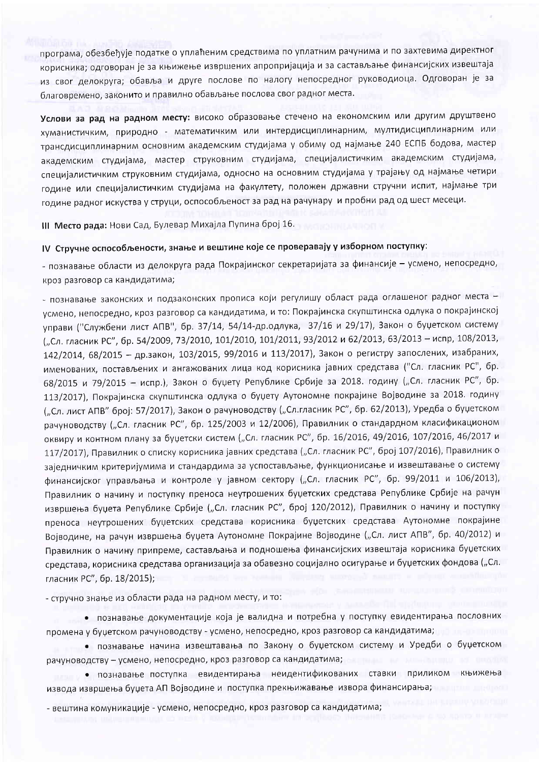програма, обезбеђује податке о уплаћеним средствима по уплатним рачунима и по захтевима директног корисника; одговоран је за књижење извршених апропријација и за састављање финансијских извештаја из свог делокруга; обавља и друге послове по налогу непосредног руководиоца. Одговоран је за благовремено, законито и правилно обављање послова свог радног места.

**Услови за рад на радном месту:** високо образовање стечено на економским или другим друштвено хуманистичким, природно - математичким или интердисциплинарним, мултидисциплинарним или трансдисциплинарним основним академским студијама у обиму од најмање 240 ЕСПБ бодова, мастер академским студијама, мастер струковним студијама, специјалистичким академским студијама, специјалистичким струковним студијама, односно на основним студијама у трајању од најмање четири године или специјалистичким студијама на факултету, положен државни стручни испит, најмање три године радног искуства у струци, оспособљеност за рад на рачунару и пробни рад од шест месеци.

**III Место рада:** Нови Сад, Булевар Михајла Пупина број 16.

**IV Стручне оспособљености, знање и вештине које се проверавају у изборном поступку:**

- познавање области из делокруга рада Покрајинског секретаријата за финансије – усмено, непосредно, кроз разговор са кандидатима;

- познавање законских и подзаконских прописа који регулишу област рада оглашеног радног места – усмено, непосредно, кроз разговор са кандидатима, и то: Покрајинска скупштинска одлука о покрајинској управи ("Службени лист АПВ", бр. 37/14, 54/14-др.одлука, 37/16 и 29/17), Закон о буџетском систему („Сл. гласник РС", бр. 54/2009, 73/2010, 101/2010, 101/2011, 93/2012 и 62/2013, 63/2013 – испр, 108/2013, 142/2014, 68/2015 – др.закон, 103/2015, 99/2016 и 113/2017), Закон о регистру запослених, изабраних, именованих, постављених и ангажованих лица код корисника јавних средстава ("Сл. гласник РС", бр. 68/2015 и 79/2015 – испр.), Закон о буџету Републике Србије за 2018. годину („Сл. гласник РС", бр. 113/2017), Покрајинска скупштинска одлука о буџету Аутономне покрајине Војводине за 2018. годину („Сл. лист АПВ" број: 57/2017), Закон о рачуноводству („Сл.гласник РС", бр. 62/2013), Уредба о буџетском рачуноводству („Сл. гласник РС", бр. 125/2003 и 12/2006), Правилник о стандардном класификационом оквиру и контном плану за буџетски систем („Сл. гласник РС", бр. 16/2016, 49/2016, 107/2016, 46/2017 и 117/2017), Правилник о списку корисника јавних средстава („Сл. гласник РС", број 107/2016), Правилник о заједничким критеријумима и стандардима за успостављање, функционисање и извештавање о систему финансијског управљања и контроле у јавном сектору („Сл. гласник РС", бр. 99/2011 и 106/2013), Правилник о начину и поступку преноса неутрошених буџетских средстава Републике Србије на рачун извршења буџета Републике Србије („Сл. гласник РС", број 120/2012), Правилник о начину и поступку преноса неутрошених буџетских средстава корисника буџетских средстава Аутономне покрајине Војводине, на рачун извршења буџета Аутономне Покрајине Војводине („Сл. лист АПВ", бр. 40/2012) и Правилник о начину припреме, састављања и подношења финансијских извештаја корисника буџетских средстава, корисника средстава организација за обавезно социјално осигурање и буџетских фондова („Сл. гласник РС", бр. 18/2015);

- стручно знање из области рада на радном месту, и то:

  - познавање документације која је валидна и потребна у поступку евидентирања пословних промена у буџетском рачуноводству - усмено, непосредно, кроз разговор са кандидатима;
  - познавање начина извештавања по Закону о буџетском систему и Уредби о буџетском рачуноводству – усмено, непосредно, кроз разговор са кандидатима;
  - познавање поступка евидентирања неидентификованих ставки приликом књижења извода извршења буџета АП Војводине и поступка прекњижавање извора финансирања;

- вештина комуникације - усмено, непосредно, кроз разговор са кандидатима;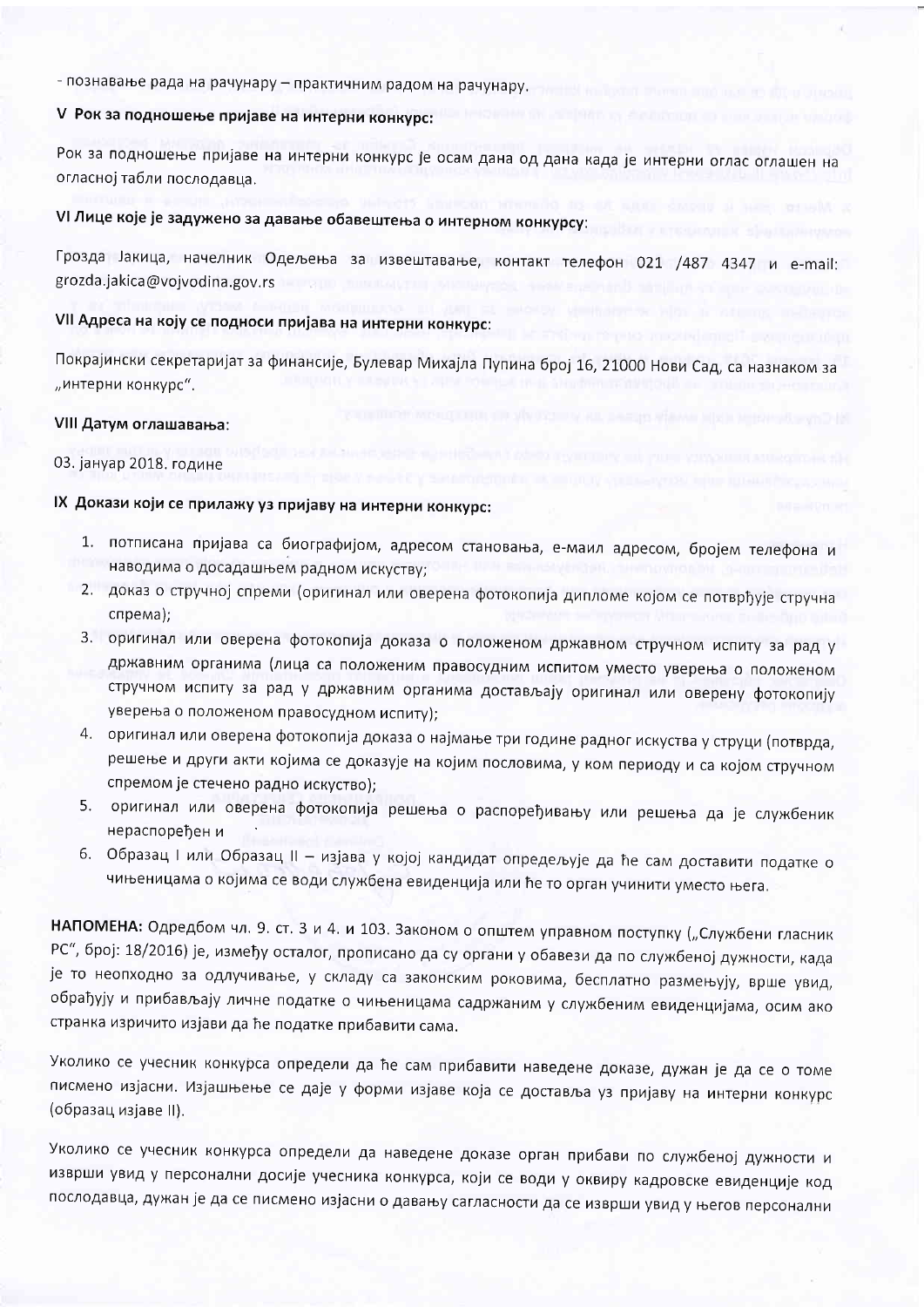- познавање рада на рачунару – практичним радом на рачунару.

## V Рок за подношење пријаве на интерни конкурс:

Рок за подношење пријаве на интерни конкурс је осам дана од дана када је интерни оглас оглашен на огласној табли послодавца.

## VI Лице које је задужено за давање обавештења о интерном конкурсу:

Грозда Јакица, начелник Одељења за извештавање, контакт телефон 021 /487 4347 и e-mail: grozda.jakica@vojvodina.gov.rs

## VII Адреса на коју се подноси пријава на интерни конкурс:

Покрајински секретаријат за финансије, Булевар Михајла Пупина број 16, 21000 Нови Сад, са назнаком за „интерни конкурс".

## VIII Датум оглашавања:

03. јануар 2018. године

## IX Докази који се прилажу уз пријаву на интерни конкурс:

1. потписана пријава са биографијом, адресом становања, е-маил адресом, бројем телефона и наводима о досадашњем радном искуству;
2. доказ о стручној спреми (оригинал или оверена фотокопија дипломе којом се потврђује стручна спрема);
3. оригинал или оверена фотокопија доказа о положеном државном стручном испиту за рад у државним органима (лица са положеним правосудним испитом уместо уверења о положеном стручном испиту за рад у државним органима достављају оригинал или оверену фотокопију уверења о положеном правосудном испиту);
4. оригинал или оверена фотокопија доказа о најмање три године радног искуства у струци (потврда, решење и други акти којима се доказује на којим пословима, у ком периоду и са којом стручном спремом је стечено радно искуство);
5. оригинал или оверена фотокопија решења о распоређивању или решења да је службеник нераспоређен и
6. Образац I или Образац II – изјава у којој кандидат опредељује да ће сам доставити податке о чињеницама о којима се води службена евиденција или ће то орган учинити уместо њега.

**НАПОМЕНА:** Одредбом чл. 9. ст. 3 и 4. и 103. Законом о општем управном поступку („Службени гласник РС", број: 18/2016) је, између осталог, прописано да су органи у обавези да по службеној дужности, када је то неопходно за одлучивање, у складу са законским роковима, бесплатно размењују, врше увид, обрађују и прибављају личне податке о чињеницама садржаним у службеним евиденцијама, осим ако странка изричито изјави да ће податке прибавити сама.

Уколико се учесник конкурса определи да ће сам прибавити наведене доказе, дужан је да се о томе писмено изјасни. Изјашњење се даје у форми изјаве која се доставља уз пријаву на интерни конкурс (образац изјаве II).

Уколико се учесник конкурса определи да наведене доказе орган прибави по службеној дужности и изврши увид у персонални досије учесника конкурса, који се води у оквиру кадровске евиденције код послодавца, дужан је да се писмено изјасни о давању сагласности да се изврши увид у његов персонални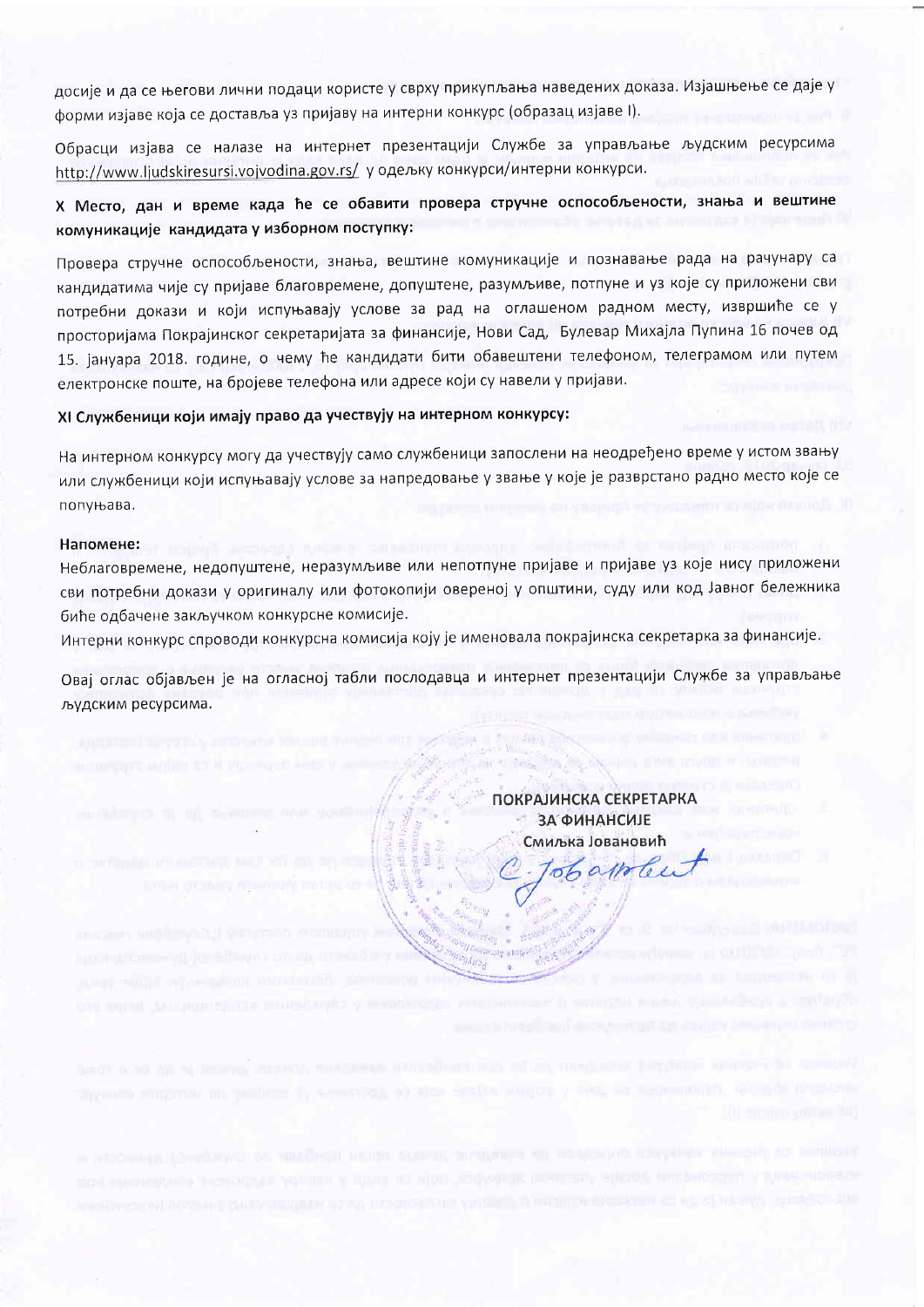досије и да се његови лични подаци користе у сврху прикупљања наведених доказа. Изјашњење се даје у форми изјаве која се доставља уз пријаву на интерни конкурс (образац изјаве I).

Обрасци изјава се налазе на интернет презентацији Службе за управљање људским ресурсима http://www.ljudskiresursi.vojvodina.gov.rs/ у одељку конкурси/интерни конкурси.

**X Место, дан и време када ће се обавити провера стручне оспособљености, знања и вештине комуникације кандидата у изборном поступку:**

Провера стручне оспособљености, знања, вештине комуникације и познавање рада на рачунару са кандидатима чије су пријаве благовремене, допуштене, разумљиве, потпуне и уз које су приложени сви потребни докази и који испуњавају услове за рад на оглашеном радном месту, извршиће се у просторијама Покрајинског секретаријата за финансије, Нови Сад, Булевар Михајла Пупина 16 почев од 15. јануара 2018. године, о чему ће кандидати бити обавештени телефоном, телеграмом или путем електронске поште, на бројеве телефона или адресе који су навели у пријави.

**XI Службеници који имају право да учествују на интерном конкурсу:**

На интерном конкурсу могу да учествују само службеници запослени на неодређено време у истом звању или службеници који испуњавају услове за напредовање у звање у које је разврстано радно место које се попуњава.

**Напомене:**

Неблаговремене, недопуштене, неразумљиве или непотпуне пријаве и пријаве уз које нису приложени сви потребни докази у оригиналу или фотокопији овереној у општини, суду или код Јавног бележника биће одбачене закључком конкурсне комисије.

Интерни конкурс спроводи конкурсна комисија коју је именовала покрајинска секретарка за финансије.

Овај оглас објављен је на огласној табли послодавца и интернет презентацији Службе за управљање људским ресурсима.

ПОКРАЈИНСКА СЕКРЕТАРКА
ЗА ФИНАНСИЈЕ
Смиљка Јовановић